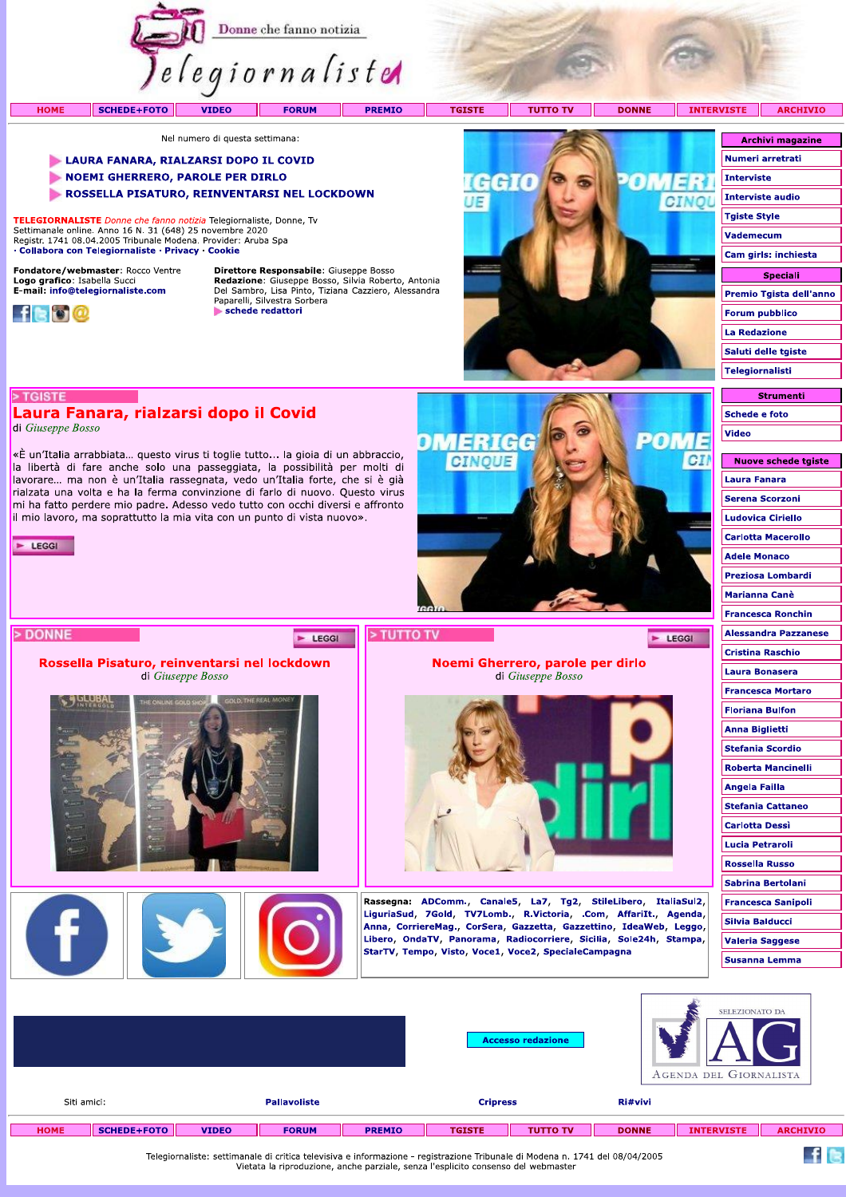Donne che fanno notizia

Telegiornaliste

HOME | SCHEDE+FOTO | VIDEO | FORUM | PREMIO | TGISTE | TUTTO TV | DONNE | INTERVISTE | ARCHIVIO

Nel numero di questa settimana:

- **LAURA FANARA, RIALZARSI DOPO IL COVID**
- **NOEMI GHERRERO, PAROLE PER DIRLO**
- **ROSSELLA PISATURO, REINVENTARSI NEL LOCKDOWN**

**TELEGIORNALISTE** *Donne che fanno notizia* Telegiornaliste, Donne, Tv
Settimanale online. Anno 16 N. 31 (648) 25 novembre 2020
Registr. 1741 08.04.2005 Tribunale Modena. Provider: Aruba Spa
· **Collabora con Telegiornaliste** · **Privacy** · **Cookie**

**Fondatore/webmaster**: Rocco Ventre
**Logo grafico**: Isabella Succi
**E-mail:** info@telegiornaliste.com

**Direttore Responsabile**: Giuseppe Bosso
**Redazione**: Giuseppe Bosso, Silvia Roberto, Antonia Del Sambro, Lisa Pinto, Tiziana Cazziero, Alessandra Paparelli, Silvestra Sorbera
**schede redattori**

**Archivi magazine**
- Numeri arretrati
- Interviste
- Interviste audio
- Tgiste Style
- Vademecum
- Cam girls: inchiesta

**Speciali**
- Premio Tgista dell'anno
- Forum pubblico
- La Redazione
- Saluti delle tgiste
- Telegiornalisti

## > TGISTE

## Laura Fanara, rialzarsi dopo il Covid

di *Giuseppe Bosso*

«È un'Italia arrabbiata… questo virus ti toglie tutto… la gioia di un abbraccio, la libertà di fare anche solo una passeggiata, la possibilità per molti di lavorare… ma non è un'Italia rassegnata, vedo un'Italia forte, che si è già rialzata una volta e ha la ferma convinzione di farlo di nuovo. Questo virus mi ha fatto perdere mio padre. Adesso vedo tutto con occhi diversi e affronto il mio lavoro, ma soprattutto la mia vita con un punto di vista nuovo».

LEGGI

**Strumenti**
- Schede e foto
- Video

**Nuove schede tgiste**
- Laura Fanara
- Serena Scorzoni
- Ludovica Ciriello
- Carlotta Macerollo
- Adele Monaco
- Preziosa Lombardi
- Marianna Canè
- Francesca Ronchin
- Alessandra Pazzanese
- Cristina Raschio
- Laura Bonasera
- Francesca Mortaro
- Floriana Bulfon
- Anna Biglietti
- Stefania Scordio
- Roberta Mancinelli
- Angela Failla
- Stefania Cattaneo
- Carlotta Dessì
- Lucia Petraroli
- Rossella Russo
- Sabrina Bertolani
- Francesca Sanipoli
- Silvia Balducci
- Valeria Saggese
- Susanna Lemma

## > DONNE

LEGGI

### Rossella Pisaturo, reinventarsi nel lockdown

di *Giuseppe Bosso*

## > TUTTO TV

LEGGI

### Noemi Gherrero, parole per dirlo

di *Giuseppe Bosso*

**Rassegna:** ADComm., Canale5, La7, Tg2, StileLibero, ItaliaSul2, LiguriaSud, 7Gold, TV7Lomb., R.Victoria, .Com, AffariIt., Agenda, Anna, CorriereMag., CorSera, Gazzetta, Gazzettino, IdeaWeb, Leggo, Libero, OndaTV, Panorama, Radiocorriere, Sicilia, Sole24h, Stampa, StarTV, Tempo, Visto, Voce1, Voce2, SpecialeCampagna

Accesso redazione

SELEZIONATO DA AG Agenda del Giornalista

Siti amici: Pallavoliste | Cripress | Ri#vivi

HOME | SCHEDE+FOTO | VIDEO | FORUM | PREMIO | TGISTE | TUTTO TV | DONNE | INTERVISTE | ARCHIVIO

Telegiornaliste: settimanale di critica televisiva e informazione - registrazione Tribunale di Modena n. 1741 del 08/04/2005
Vietata la riproduzione, anche parziale, senza l'esplicito consenso del webmaster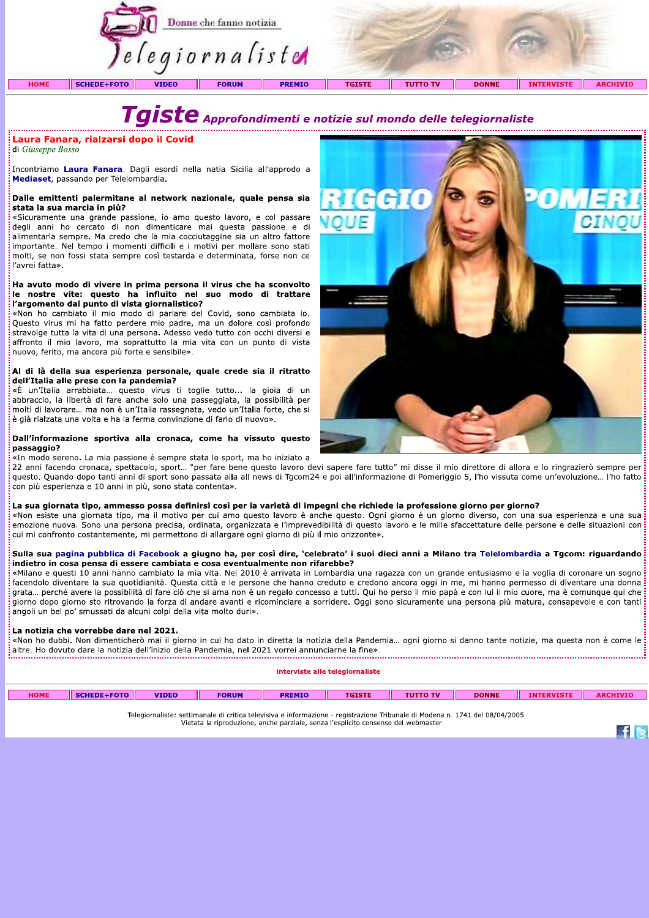Telegiornaliste — Donne che fanno notizia

HOME | SCHEDE+FOTO | VIDEO | FORUM | PREMIO | TGISTE | TUTTO TV | DONNE | INTERVISTE | ARCHIVIO

# Tgiste *Approfondimenti e notizie sul mondo delle telegiornaliste*

## Laura Fanara, rialzarsi dopo il Covid

di *Giuseppe Bosso*

Incontriamo **Laura Fanara**. Dagli esordi nella natia Sicilia all'approdo a **Mediaset**, passando per Telelombardia.

**Dalle emittenti palermitane al network nazionale, quale pensa sia stata la sua marcia in più?**
«Sicuramente una grande passione, io amo questo lavoro, e col passare degli anni ho cercato di non dimenticare mai questa passione e di alimentarla sempre. Ma credo che la mia cocciutaggine sia un altro fattore importante. Nel tempo i momenti difficili e i motivi per mollare sono stati molti, se non fossi stata sempre così testarda e determinata, forse non ce l'avrei fatta».

**Ha avuto modo di vivere in prima persona il virus che ha sconvolto le nostre vite: questo ha influito nel suo modo di trattare l'argomento dal punto di vista giornalistico?**
«Non ho cambiato il mio modo di parlare del Covid, sono cambiata io. Questo virus mi ha fatto perdere mio padre, ma un dolore così profondo stravolge tutta la vita di una persona. Adesso vedo tutto con occhi diversi e affronto il mio lavoro, ma soprattutto la mia vita con un punto di vista nuovo, ferito, ma ancora più forte e sensibile».

**Al di là della sua esperienza personale, quale crede sia il ritratto dell'Italia alle prese con la pandemia?**
«È un'Italia arrabbiata… questo virus ti toglie tutto… la gioia di un abbraccio, la libertà di fare anche solo una passeggiata, la possibilità per molti di lavorare… ma non è un'Italia rassegnata, vedo un'Italia forte, che si è già rialzata una volta e ha la ferma convinzione di farlo di nuovo».

**Dall'informazione sportiva alla cronaca, come ha vissuto questo passaggio?**
«In modo sereno. La mia passione è sempre stata lo sport, ma ho iniziato a 22 anni facendo cronaca, spettacolo, sport… "per fare bene questo lavoro devi sapere fare tutto" mi disse il mio direttore di allora e lo ringrazierò sempre per questo. Quando dopo tanti anni di sport sono passata alla all news di Tgcom24 e poi all'informazione di Pomeriggio 5, l'ho vissuta come un'evoluzione… l'ho fatto con più esperienza e 10 anni in più, sono stata contenta».

**La sua giornata tipo, ammesso possa definirsi così per la varietà di impegni che richiede la professione giorno per giorno?**
«Non esiste una giornata tipo, ma il motivo per cui amo questo lavoro è anche questo. Ogni giorno è un giorno diverso, con una sua esperienza e una sua emozione nuova. Sono una persona precisa, ordinata, organizzata e l'imprevedibilità di questo lavoro e le mille sfaccettature delle persone e delle situazioni con cui mi confronto costantemente, mi permettono di allargare ogni giorno di più il mio orizzonte».

**Sulla sua pagina pubblica di Facebook a giugno ha, per così dire, 'celebrato' i suoi dieci anni a Milano tra Telelombardia a Tgcom: riguardando indietro in cosa pensa di essere cambiata e cosa eventualmente non rifarebbe?**
«Milano e questi 10 anni hanno cambiato la mia vita. Nel 2010 è arrivata in Lombardia una ragazza con un grande entusiasmo e la voglia di coronare un sogno facendolo diventare la sua quotidianità. Questa città e le persone che hanno creduto e credono ancora oggi in me, mi hanno permesso di diventare una donna grata… perché avere la possibilità di fare ciò che si ama non è un regalo concesso a tutti. Qui ho perso il mio papà e con lui il mio cuore, ma è comunque qui che giorno dopo giorno sto ritrovando la forza di andare avanti e ricominciare a sorridere. Oggi sono sicuramente una persona più matura, consapevole e con tanti angoli un bel po' smussati da alcuni colpi della vita molto duri».

**La notizia che vorrebbe dare nel 2021.**
«Non ho dubbi. Non dimenticherò mai il giorno in cui ho dato in diretta la notizia della Pandemia… ogni giorno si danno tante notizie, ma questa non è come le altre. Ho dovuto dare la notizia dell'inizio della Pandemia, nel 2021 vorrei annunciarne la fine».

interviste alle telegiornaliste

HOME | SCHEDE+FOTO | VIDEO | FORUM | PREMIO | TGISTE | TUTTO TV | DONNE | INTERVISTE | ARCHIVIO

Telegiornaliste: settimanale di critica televisiva e informazione - registrazione Tribunale di Modena n. 1741 del 08/04/2005
Vietata la riproduzione, anche parziale, senza l'esplicito consenso del webmaster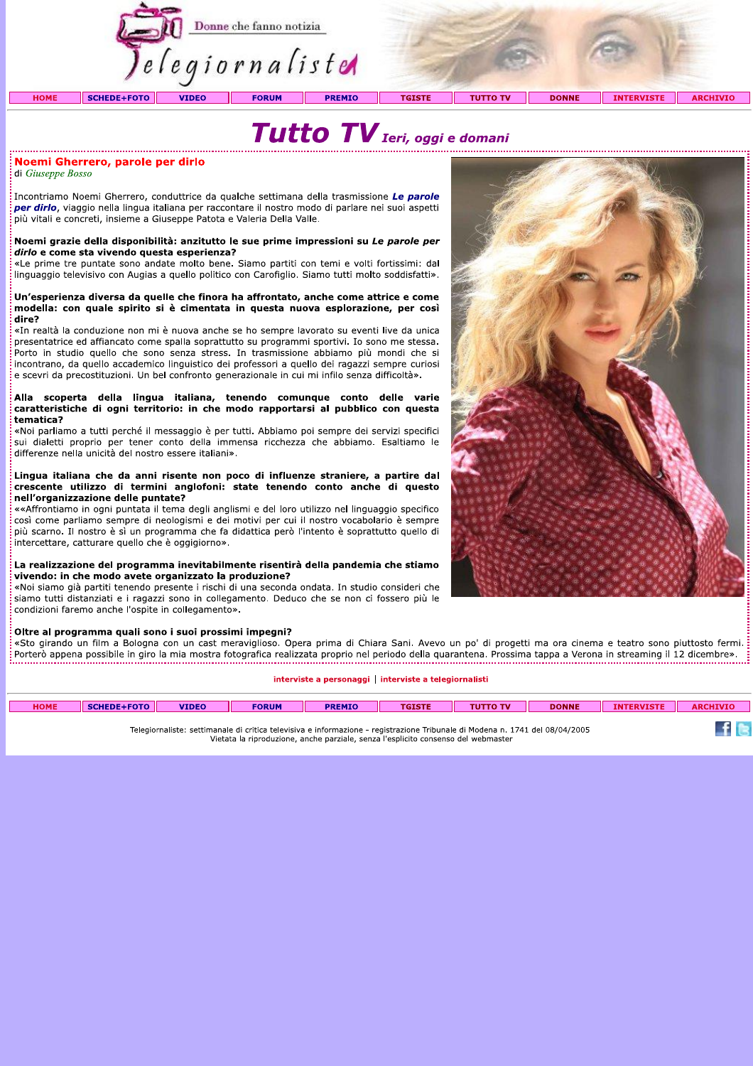# Tutto TV *Ieri, oggi e domani*

## Noemi Gherrero, parole per dirlo

di *Giuseppe Bosso*

Incontriamo Noemi Gherrero, conduttrice da qualche settimana della trasmissione ***Le parole per dirlo***, viaggio nella lingua italiana per raccontare il nostro modo di parlare nei suoi aspetti più vitali e concreti, insieme a Giuseppe Patota e Valeria Della Valle.

**Noemi grazie della disponibilità: anzitutto le sue prime impressioni su *Le parole per dirlo* e come sta vivendo questa esperienza?**
«Le prime tre puntate sono andate molto bene. Siamo partiti con temi e volti fortissimi: dal linguaggio televisivo con Augias a quello politico con Carofiglio. Siamo tutti molto soddisfatti».

**Un'esperienza diversa da quelle che finora ha affrontato, anche come attrice e come modella: con quale spirito si è cimentata in questa nuova esplorazione, per così dire?**
«In realtà la conduzione non mi è nuova anche se ho sempre lavorato su eventi live da unica presentatrice ed affiancato come spalla soprattutto su programmi sportivi. Io sono me stessa. Porto in studio quello che sono senza stress. In trasmissione abbiamo più mondi che si incontrano, da quello accademico linguistico dei professori a quello dei ragazzi sempre curiosi e scevri da precostituzioni. Un bel confronto generazionale in cui mi infilo senza difficoltà».

**Alla scoperta della lingua italiana, tenendo comunque conto delle varie caratteristiche di ogni territorio: in che modo rapportarsi al pubblico con questa tematica?**
«Noi parliamo a tutti perché il messaggio è per tutti. Abbiamo poi sempre dei servizi specifici sui dialetti proprio per tener conto della immensa ricchezza che abbiamo. Esaltiamo le differenze nella unicità del nostro essere italiani».

**Lingua italiana che da anni risente non poco di influenze straniere, a partire dal crescente utilizzo di termini anglofoni: state tenendo conto anche di questo nell'organizzazione delle puntate?**
««Affrontiamo in ogni puntata il tema degli anglismi e del loro utilizzo nel linguaggio specifico così come parliamo sempre di neologismi e dei motivi per cui il nostro vocabolario è sempre più scarno. Il nostro è sì un programma che fa didattica però l'intento è soprattutto quello di intercettare, catturare quello che è oggigiorno».

**La realizzazione del programma inevitabilmente risentirà della pandemia che stiamo vivendo: in che modo avete organizzato la produzione?**
«Noi siamo già partiti tenendo presente i rischi di una seconda ondata. In studio consideri che siamo tutti distanziati e i ragazzi sono in collegamento. Deduco che se non ci fossero più le condizioni faremo anche l'ospite in collegamento».

**Oltre al programma quali sono i suoi prossimi impegni?**
«Sto girando un film a Bologna con un cast meraviglioso. Opera prima di Chiara Sani. Avevo un po' di progetti ma ora cinema e teatro sono piuttosto fermi. Porterò appena possibile in giro la mia mostra fotografica realizzata proprio nel periodo della quarantena. Prossima tappa a Verona in streaming il 12 dicembre».

interviste a personaggi | interviste a telegiornalisti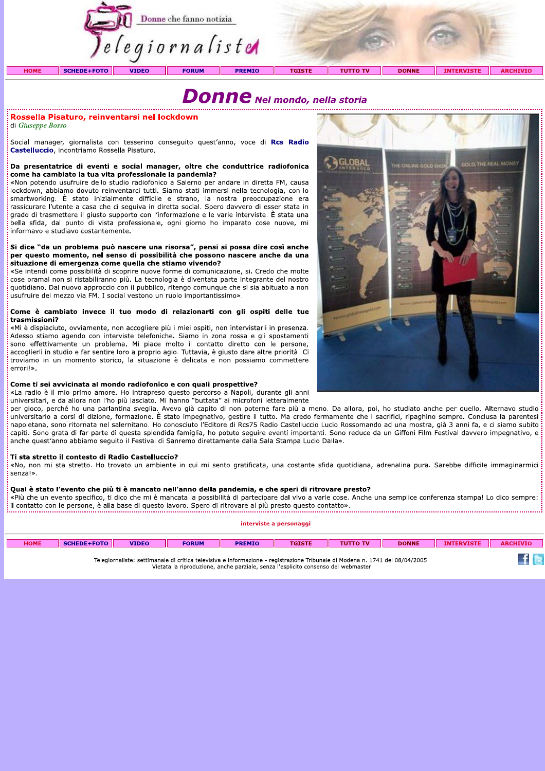# Donne Nel mondo, nella storia

## Rossella Pisaturo, reinventarsi nel lockdown

di *Giuseppe Bosso*

Social manager, giornalista con tesserino conseguito quest'anno, voce di **Rcs Radio Castelluccio**, incontriamo Rossella Pisaturo.

**Da presentatrice di eventi e social manager, oltre che conduttrice radiofonica come ha cambiato la tua vita professionale la pandemia?**

«Non potendo usufruire dello studio radiofonico a Salerno per andare in diretta FM, causa lockdown, abbiamo dovuto reinventarci tutti. Siamo stati immersi nella tecnologia, con lo smartworking. È stato inizialmente difficile e strano, la nostra preoccupazione era rassicurare l'utente a casa che ci seguiva in diretta social. Spero davvero di esser stata in grado di trasmettere il giusto supporto con l'informazione e le varie interviste. È stata una bella sfida, dal punto di vista professionale, ogni giorno ho imparato cose nuove, mi informavo e studiavo costantemente.

**Si dice "da un problema può nascere una risorsa", pensi si possa dire così anche per questo momento, nel senso di possibilità che possono nascere anche da una situazione di emergenza come quella che stiamo vivendo?**

«Se intendi come possibilità di scoprire nuove forme di comunicazione, si. Credo che molte cose oramai non si ristabiliranno più. La tecnologia è diventata parte integrante del nostro quotidiano. Dal nuovo approccio con il pubblico, ritengo comunque che si sia abituato a non usufruire del mezzo via FM. I social vestono un ruolo importantissimo».

**Come è cambiato invece il tuo modo di relazionarti con gli ospiti delle tue trasmissioni?**

«Mi è dispiaciuto, ovviamente, non accogliere più i miei ospiti, non intervistarli in presenza. Adesso stiamo agendo con interviste telefoniche. Siamo in zona rossa e gli spostamenti sono effettivamente un problema. Mi piace molto il contatto diretto con le persone, accoglierli in studio e far sentire loro a proprio agio. Tuttavia, è giusto dare altre priorità. Ci troviamo in un momento storico, la situazione è delicata e non possiamo commettere errori!».

**Come ti sei avvicinata al mondo radiofonico e con quali prospettive?**

«La radio è il mio primo amore. Ho intrapreso questo percorso a Napoli, durante gli anni universitari, e da allora non l'ho più lasciato. Mi hanno "buttata" ai microfoni letteralmente per gioco, perché ho una parlantina sveglia. Avevo già capito di non poterne fare più a meno. Da allora, poi, ho studiato anche per quello. Alternavo studio universitario a corsi di dizione, formazione. È stato impegnativo, gestire il tutto. Ma credo fermamente che i sacrifici, ripaghino sempre. Conclusa la parentesi napoletana, sono ritornata nel salernitano. Ho conosciuto l'Editore di Rcs75 Radio Castelluccio Lucio Rossomando ad una mostra, già 3 anni fa, e ci siamo subito capiti. Sono grata di far parte di questa splendida famiglia, ho potuto seguire eventi importanti. Sono reduce da un Giffoni Film Festival davvero impegnativo, e anche quest'anno abbiamo seguito il Festival di Sanremo direttamente dalla Sala Stampa Lucio Dalla».

**Ti sta stretto il contesto di Radio Castelluccio?**

«No, non mi sta stretto. Ho trovato un ambiente in cui mi sento gratificata, una costante sfida quotidiana, adrenalina pura. Sarebbe difficile immaginarmici senza!».

**Qual è stato l'evento che più ti è mancato nell'anno della pandemia, e che speri di ritrovare presto?**

«Più che un evento specifico, ti dico che mi è mancata la possibilità di partecipare dal vivo a varie cose. Anche una semplice conferenza stampa! Lo dico sempre: il contatto con le persone, è alla base di questo lavoro. Spero di ritrovare al più presto questo contatto».

interviste a personaggi

Telegiornaliste: settimanale di critica televisiva e informazione - registrazione Tribunale di Modena n. 1741 del 08/04/2005
Vietata la riproduzione, anche parziale, senza l'esplicito consenso del webmaster